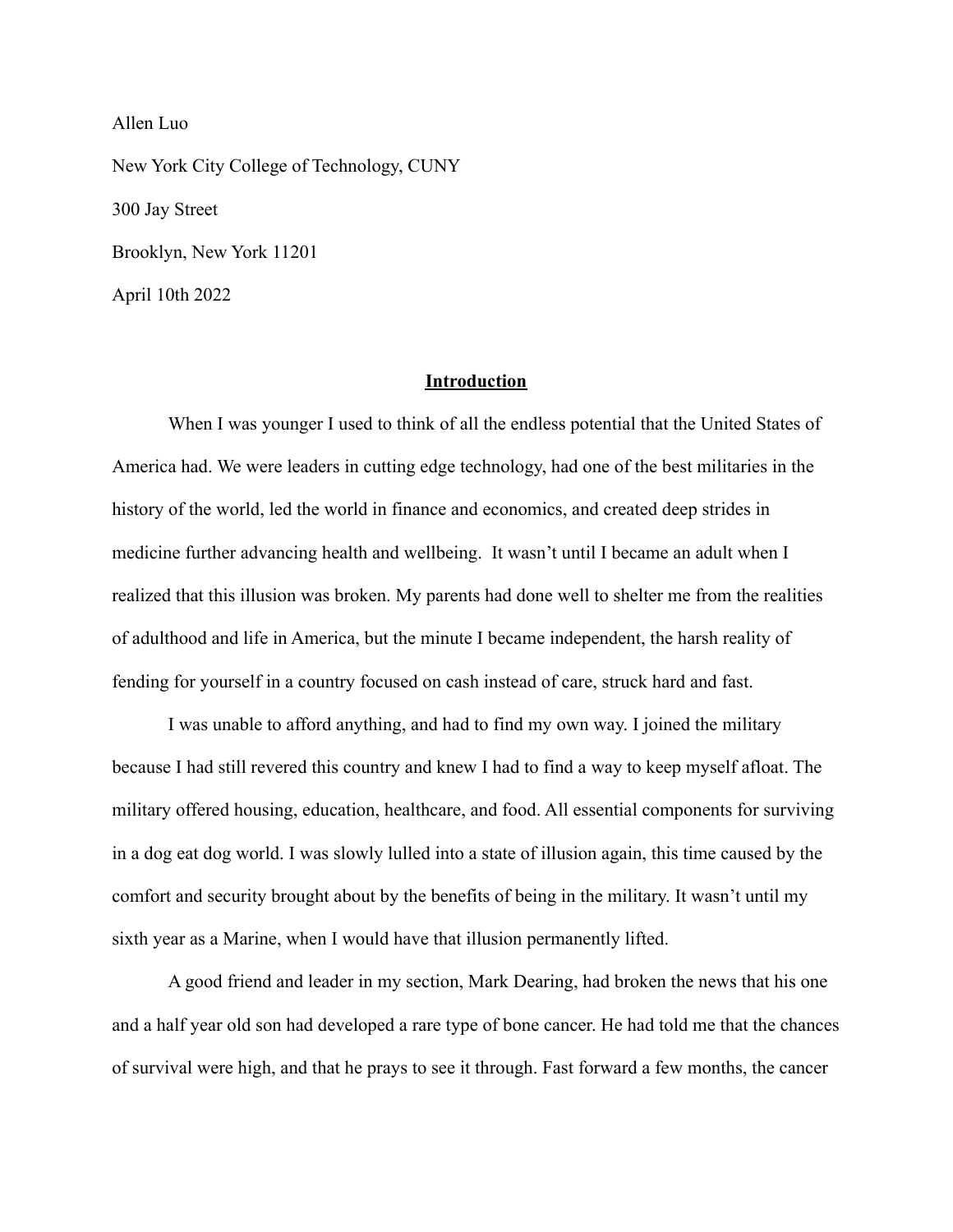Allen Luo

New York City College of Technology, CUNY

300 Jay Street

Brooklyn, New York 11201

April 10th 2022

## Introduction

When I was younger I used to think of all the endless potential that the United States of America had. We were leaders in cutting edge technology, had one of the best militaries in the history of the world, led the world in finance and economics, and created deep strides in medicine further advancing health and wellbeing. It wasn't until I became an adult when I realized that this illusion was broken. My parents had done well to shelter me from the realities of adulthood and life in America, but the minute I became independent, the harsh reality of fending for yourself in a country focused on cash instead of care, struck hard and fast.

I was unable to afford anything, and had to find my own way. I joined the military because I had still revered this country and knew I had to find a way to keep myself afloat. The military offered housing, education, healthcare, and food. All essential components for surviving in a dog eat dog world. I was slowly lulled into a state of illusion again, this time caused by the comfort and security brought about by the benefits of being in the military. It wasn't until my sixth year as a Marine, when I would have that illusion permanently lifted.

A good friend and leader in my section, Mark Dearing, had broken the news that his one and a half year old son had developed a rare type of bone cancer. He had told me that the chances of survival were high, and that he prays to see it through. Fast forward a few months, the cancer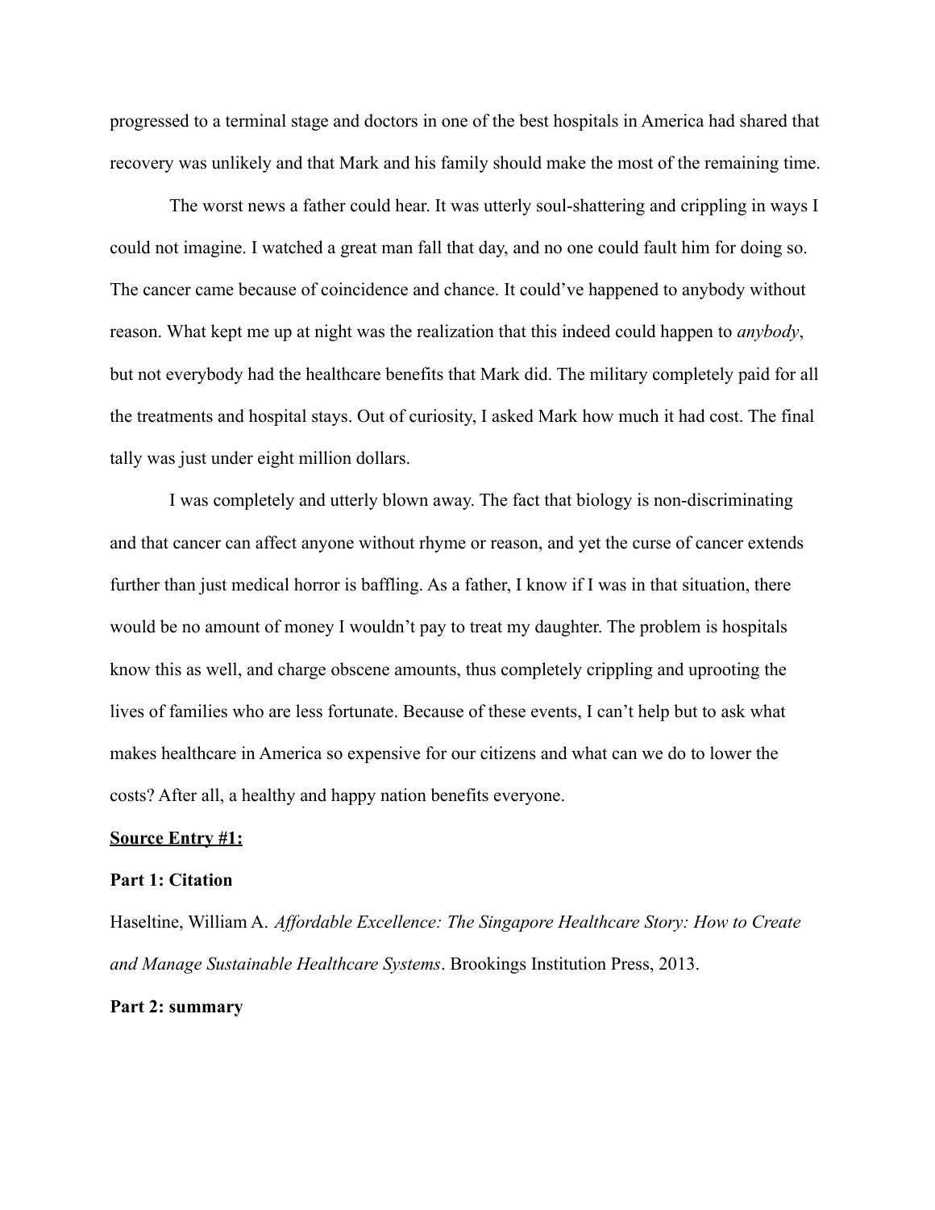progressed to a terminal stage and doctors in one of the best hospitals in America had shared that recovery was unlikely and that Mark and his family should make the most of the remaining time.

The worst news a father could hear. It was utterly soul-shattering and crippling in ways I could not imagine. I watched a great man fall that day, and no one could fault him for doing so. The cancer came because of coincidence and chance. It could've happened to anybody without reason. What kept me up at night was the realization that this indeed could happen to *anybody*, but not everybody had the healthcare benefits that Mark did. The military completely paid for all the treatments and hospital stays. Out of curiosity, I asked Mark how much it had cost. The final tally was just under eight million dollars.

I was completely and utterly blown away. The fact that biology is non-discriminating and that cancer can affect anyone without rhyme or reason, and yet the curse of cancer extends further than just medical horror is baffling. As a father, I know if I was in that situation, there would be no amount of money I wouldn't pay to treat my daughter. The problem is hospitals know this as well, and charge obscene amounts, thus completely crippling and uprooting the lives of families who are less fortunate. Because of these events, I can't help but to ask what makes healthcare in America so expensive for our citizens and what can we do to lower the costs? After all, a healthy and happy nation benefits everyone.

**Source Entry #1:**

**Part 1: Citation**

Haseltine, William A. *Affordable Excellence: The Singapore Healthcare Story: How to Create and Manage Sustainable Healthcare Systems*. Brookings Institution Press, 2013.

**Part 2: summary**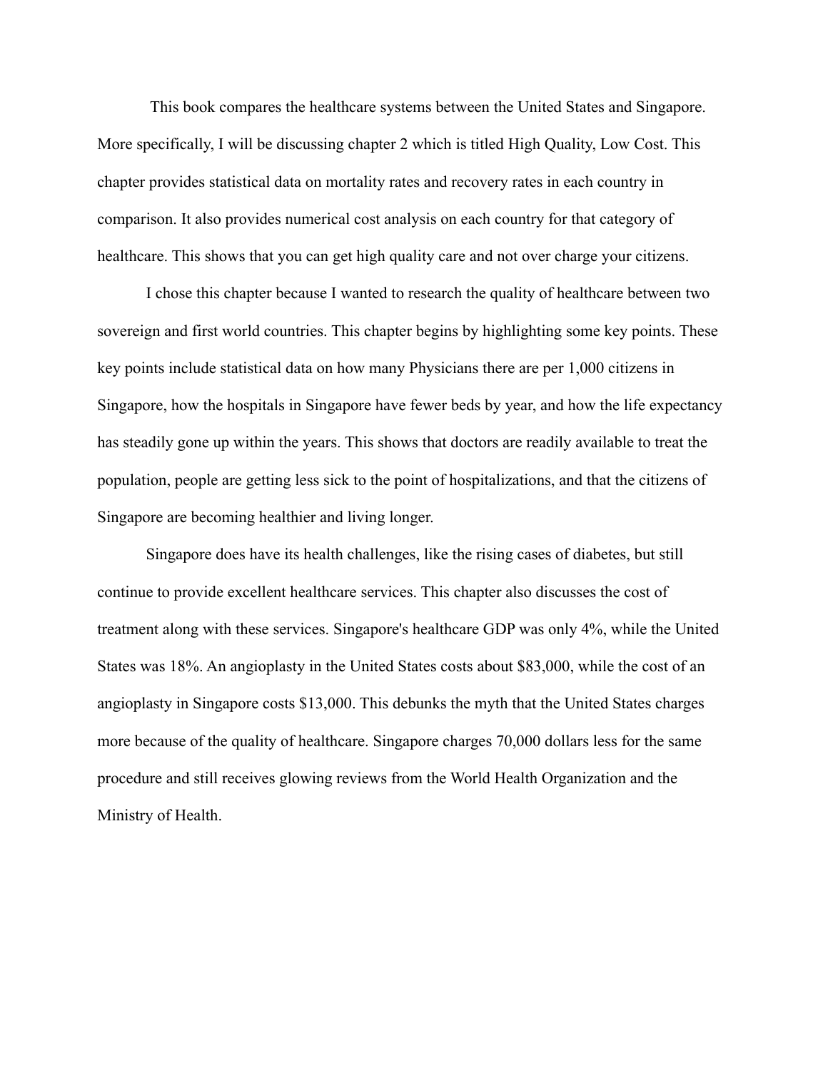This book compares the healthcare systems between the United States and Singapore. More specifically, I will be discussing chapter 2 which is titled High Quality, Low Cost. This chapter provides statistical data on mortality rates and recovery rates in each country in comparison. It also provides numerical cost analysis on each country for that category of healthcare. This shows that you can get high quality care and not over charge your citizens.

I chose this chapter because I wanted to research the quality of healthcare between two sovereign and first world countries. This chapter begins by highlighting some key points. These key points include statistical data on how many Physicians there are per 1,000 citizens in Singapore, how the hospitals in Singapore have fewer beds by year, and how the life expectancy has steadily gone up within the years. This shows that doctors are readily available to treat the population, people are getting less sick to the point of hospitalizations, and that the citizens of Singapore are becoming healthier and living longer.

Singapore does have its health challenges, like the rising cases of diabetes, but still continue to provide excellent healthcare services. This chapter also discusses the cost of treatment along with these services. Singapore's healthcare GDP was only 4%, while the United States was 18%. An angioplasty in the United States costs about $83,000, while the cost of an angioplasty in Singapore costs $13,000. This debunks the myth that the United States charges more because of the quality of healthcare. Singapore charges 70,000 dollars less for the same procedure and still receives glowing reviews from the World Health Organization and the Ministry of Health.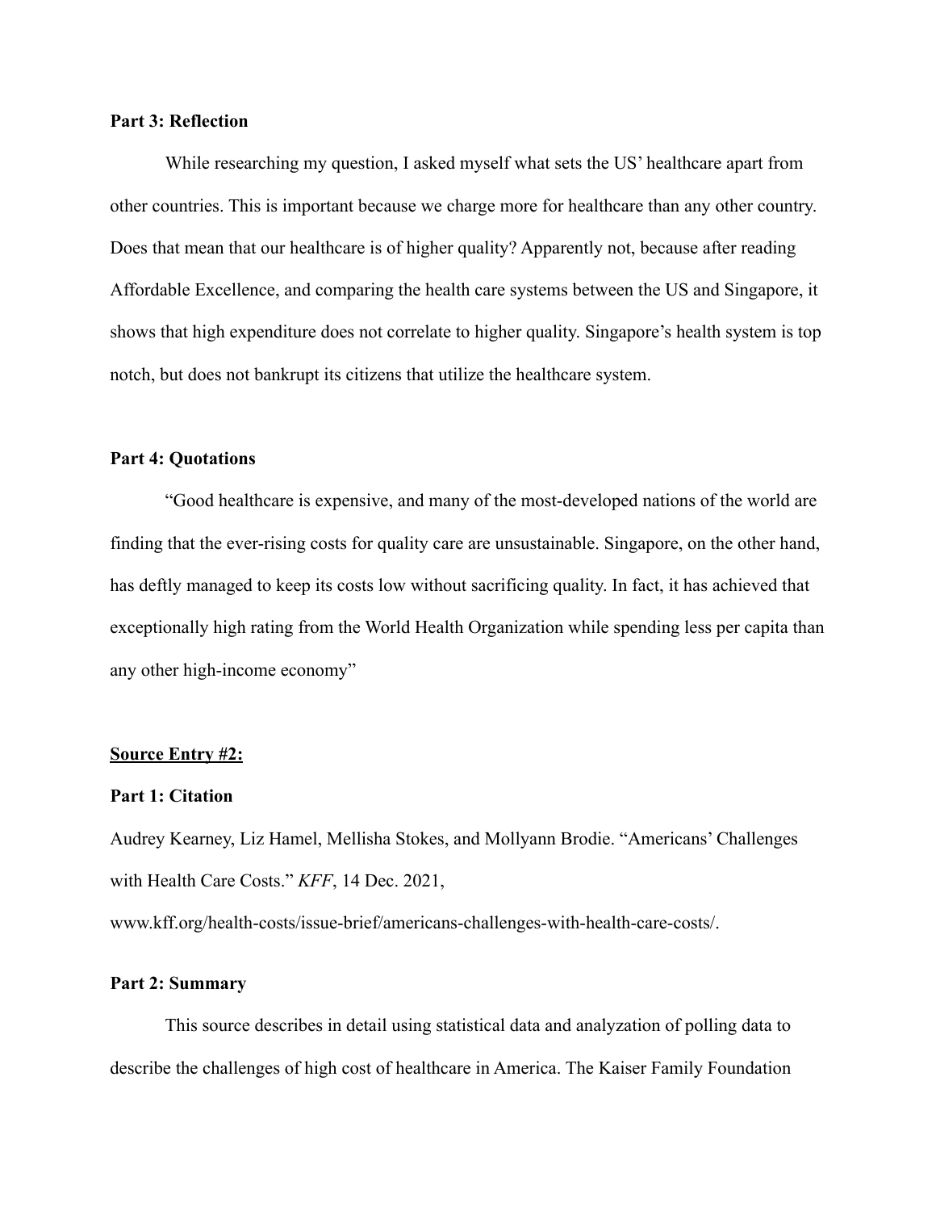**Part 3: Reflection**

While researching my question, I asked myself what sets the US' healthcare apart from other countries. This is important because we charge more for healthcare than any other country. Does that mean that our healthcare is of higher quality? Apparently not, because after reading Affordable Excellence, and comparing the health care systems between the US and Singapore, it shows that high expenditure does not correlate to higher quality. Singapore's health system is top notch, but does not bankrupt its citizens that utilize the healthcare system.

**Part 4: Quotations**

"Good healthcare is expensive, and many of the most-developed nations of the world are finding that the ever-rising costs for quality care are unsustainable. Singapore, on the other hand, has deftly managed to keep its costs low without sacrificing quality. In fact, it has achieved that exceptionally high rating from the World Health Organization while spending less per capita than any other high-income economy"

**<u>Source Entry #2:</u>**

**Part 1: Citation**

Audrey Kearney, Liz Hamel, Mellisha Stokes, and Mollyann Brodie. "Americans' Challenges with Health Care Costs." *KFF*, 14 Dec. 2021, www.kff.org/health-costs/issue-brief/americans-challenges-with-health-care-costs/.

**Part 2: Summary**

This source describes in detail using statistical data and analyzation of polling data to describe the challenges of high cost of healthcare in America. The Kaiser Family Foundation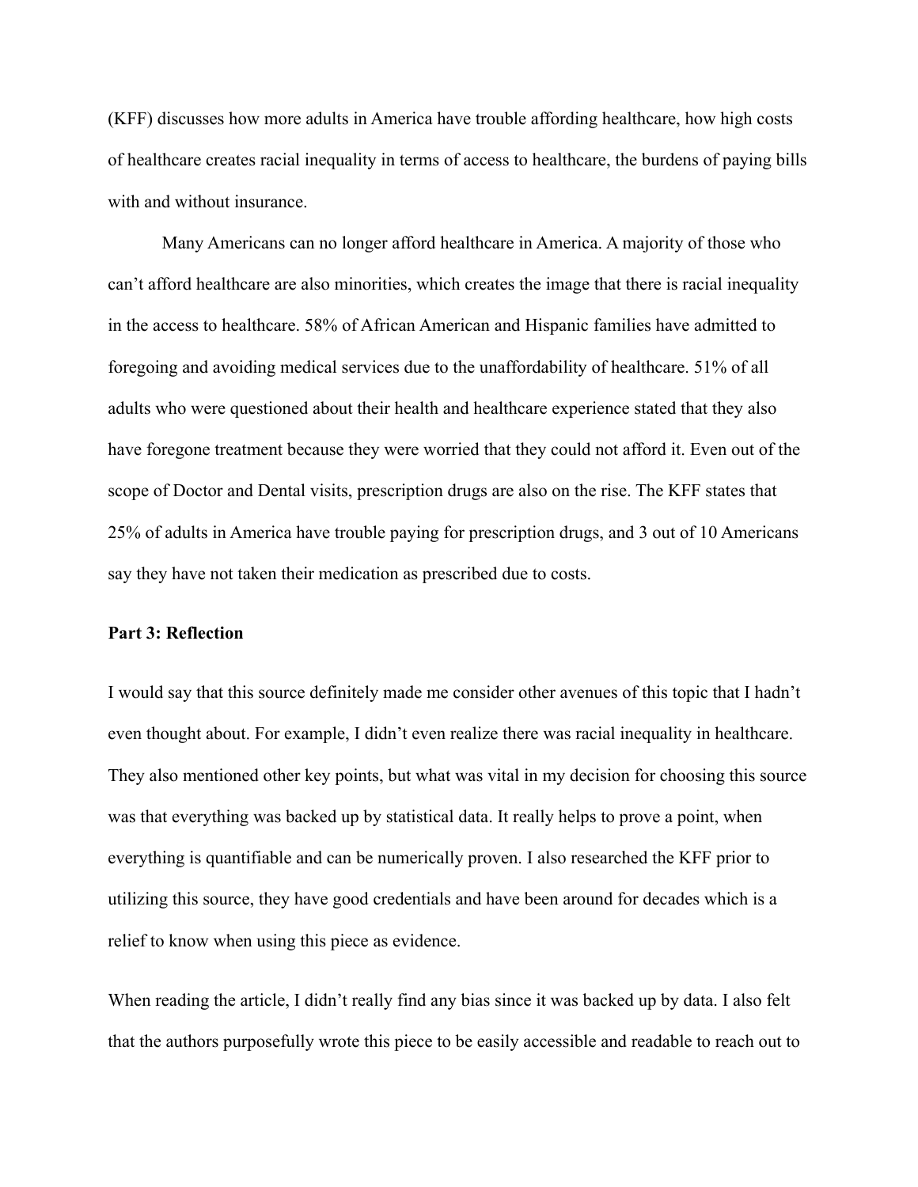(KFF) discusses how more adults in America have trouble affording healthcare, how high costs of healthcare creates racial inequality in terms of access to healthcare, the burdens of paying bills with and without insurance.

Many Americans can no longer afford healthcare in America. A majority of those who can't afford healthcare are also minorities, which creates the image that there is racial inequality in the access to healthcare. 58% of African American and Hispanic families have admitted to foregoing and avoiding medical services due to the unaffordability of healthcare. 51% of all adults who were questioned about their health and healthcare experience stated that they also have foregone treatment because they were worried that they could not afford it. Even out of the scope of Doctor and Dental visits, prescription drugs are also on the rise. The KFF states that 25% of adults in America have trouble paying for prescription drugs, and 3 out of 10 Americans say they have not taken their medication as prescribed due to costs.

**Part 3: Reflection**

I would say that this source definitely made me consider other avenues of this topic that I hadn't even thought about. For example, I didn't even realize there was racial inequality in healthcare. They also mentioned other key points, but what was vital in my decision for choosing this source was that everything was backed up by statistical data. It really helps to prove a point, when everything is quantifiable and can be numerically proven. I also researched the KFF prior to utilizing this source, they have good credentials and have been around for decades which is a relief to know when using this piece as evidence.

When reading the article, I didn't really find any bias since it was backed up by data. I also felt that the authors purposefully wrote this piece to be easily accessible and readable to reach out to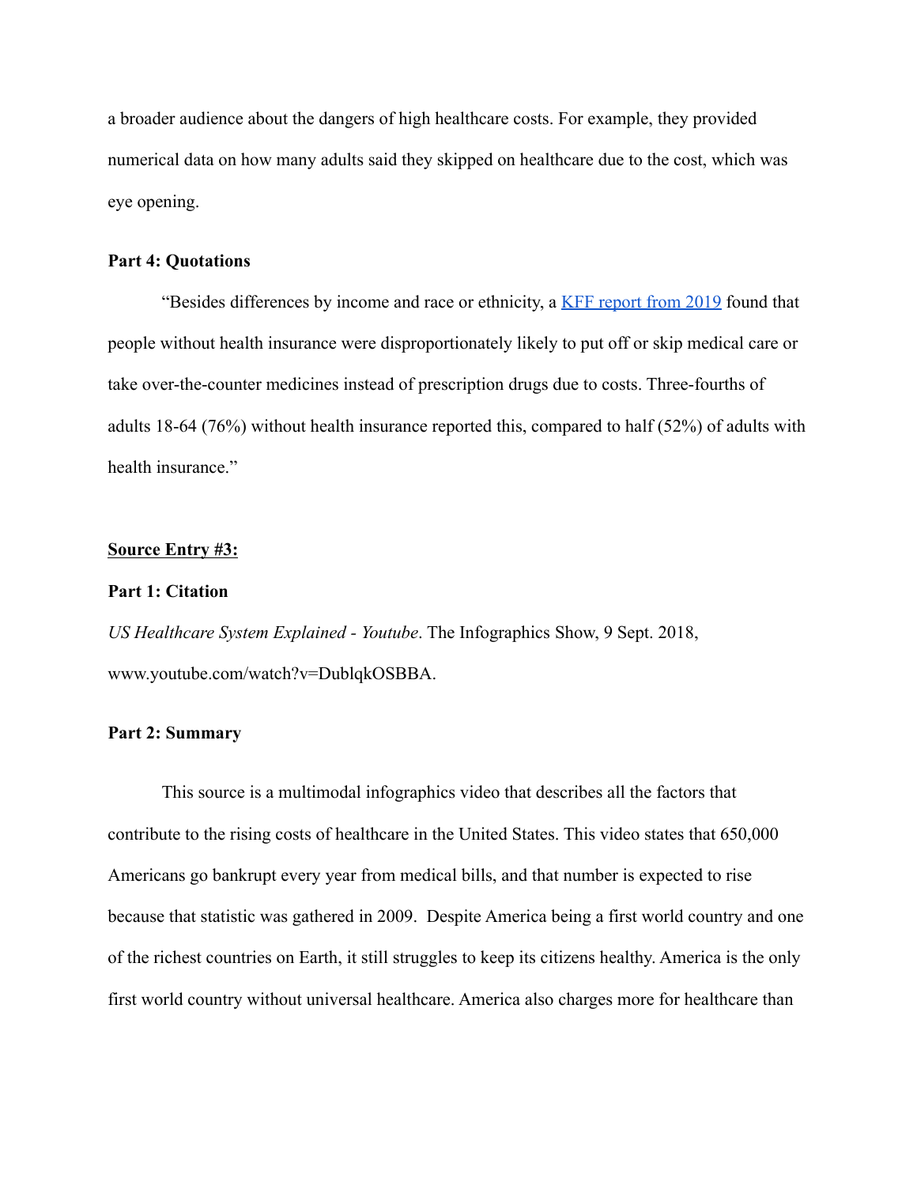a broader audience about the dangers of high healthcare costs. For example, they provided numerical data on how many adults said they skipped on healthcare due to the cost, which was eye opening.

**Part 4: Quotations**

"Besides differences by income and race or ethnicity, a [KFF report from 2019]() found that people without health insurance were disproportionately likely to put off or skip medical care or take over-the-counter medicines instead of prescription drugs due to costs. Three-fourths of adults 18-64 (76%) without health insurance reported this, compared to half (52%) of adults with health insurance."

**Source Entry #3:**

**Part 1: Citation**

*US Healthcare System Explained - Youtube*. The Infographics Show, 9 Sept. 2018, www.youtube.com/watch?v=DublqkOSBBA.

**Part 2: Summary**

This source is a multimodal infographics video that describes all the factors that contribute to the rising costs of healthcare in the United States. This video states that 650,000 Americans go bankrupt every year from medical bills, and that number is expected to rise because that statistic was gathered in 2009. Despite America being a first world country and one of the richest countries on Earth, it still struggles to keep its citizens healthy. America is the only first world country without universal healthcare. America also charges more for healthcare than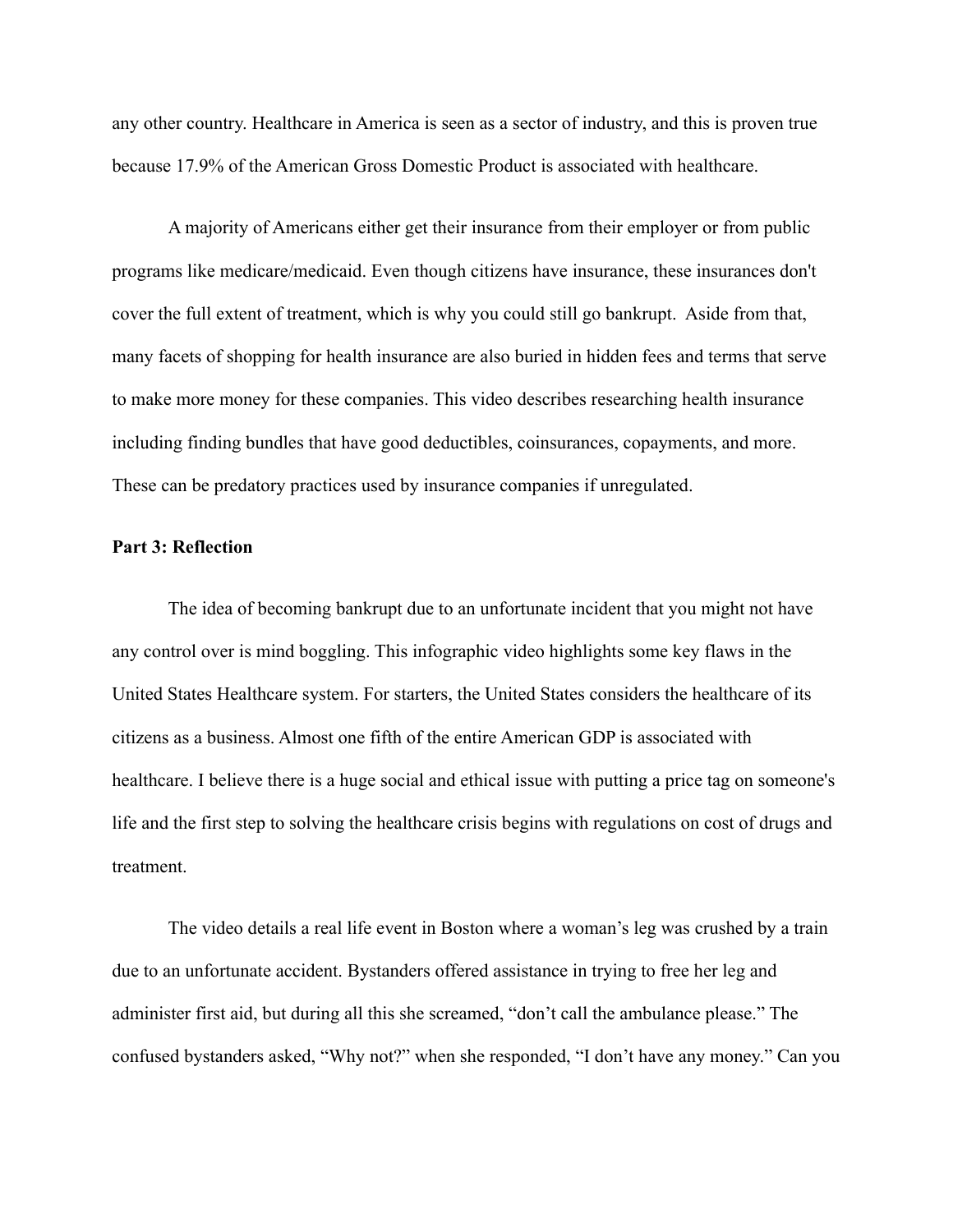any other country. Healthcare in America is seen as a sector of industry, and this is proven true because 17.9% of the American Gross Domestic Product is associated with healthcare.

A majority of Americans either get their insurance from their employer or from public programs like medicare/medicaid. Even though citizens have insurance, these insurances don't cover the full extent of treatment, which is why you could still go bankrupt.  Aside from that, many facets of shopping for health insurance are also buried in hidden fees and terms that serve to make more money for these companies. This video describes researching health insurance including finding bundles that have good deductibles, coinsurances, copayments, and more. These can be predatory practices used by insurance companies if unregulated.

**Part 3: Reflection**

The idea of becoming bankrupt due to an unfortunate incident that you might not have any control over is mind boggling. This infographic video highlights some key flaws in the United States Healthcare system. For starters, the United States considers the healthcare of its citizens as a business. Almost one fifth of the entire American GDP is associated with healthcare. I believe there is a huge social and ethical issue with putting a price tag on someone's life and the first step to solving the healthcare crisis begins with regulations on cost of drugs and treatment.

The video details a real life event in Boston where a woman's leg was crushed by a train due to an unfortunate accident. Bystanders offered assistance in trying to free her leg and administer first aid, but during all this she screamed, "don't call the ambulance please." The confused bystanders asked, "Why not?" when she responded, "I don't have any money." Can you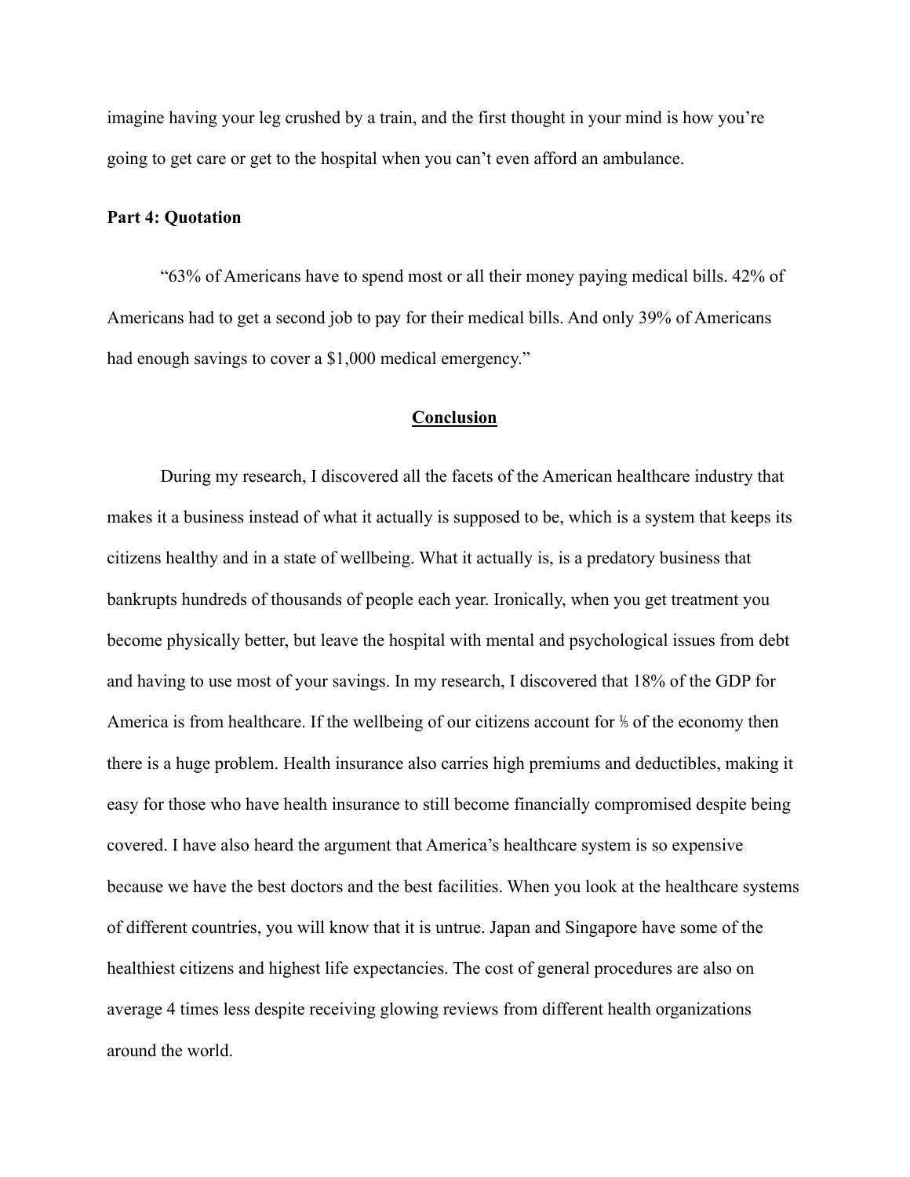imagine having your leg crushed by a train, and the first thought in your mind is how you're going to get care or get to the hospital when you can't even afford an ambulance.

**Part 4: Quotation**

"63% of Americans have to spend most or all their money paying medical bills. 42% of Americans had to get a second job to pay for their medical bills. And only 39% of Americans had enough savings to cover a $1,000 medical emergency."

## Conclusion

During my research, I discovered all the facets of the American healthcare industry that makes it a business instead of what it actually is supposed to be, which is a system that keeps its citizens healthy and in a state of wellbeing. What it actually is, is a predatory business that bankrupts hundreds of thousands of people each year. Ironically, when you get treatment you become physically better, but leave the hospital with mental and psychological issues from debt and having to use most of your savings. In my research, I discovered that 18% of the GDP for America is from healthcare. If the wellbeing of our citizens account for ⅕ of the economy then there is a huge problem. Health insurance also carries high premiums and deductibles, making it easy for those who have health insurance to still become financially compromised despite being covered. I have also heard the argument that America's healthcare system is so expensive because we have the best doctors and the best facilities. When you look at the healthcare systems of different countries, you will know that it is untrue. Japan and Singapore have some of the healthiest citizens and highest life expectancies. The cost of general procedures are also on average 4 times less despite receiving glowing reviews from different health organizations around the world.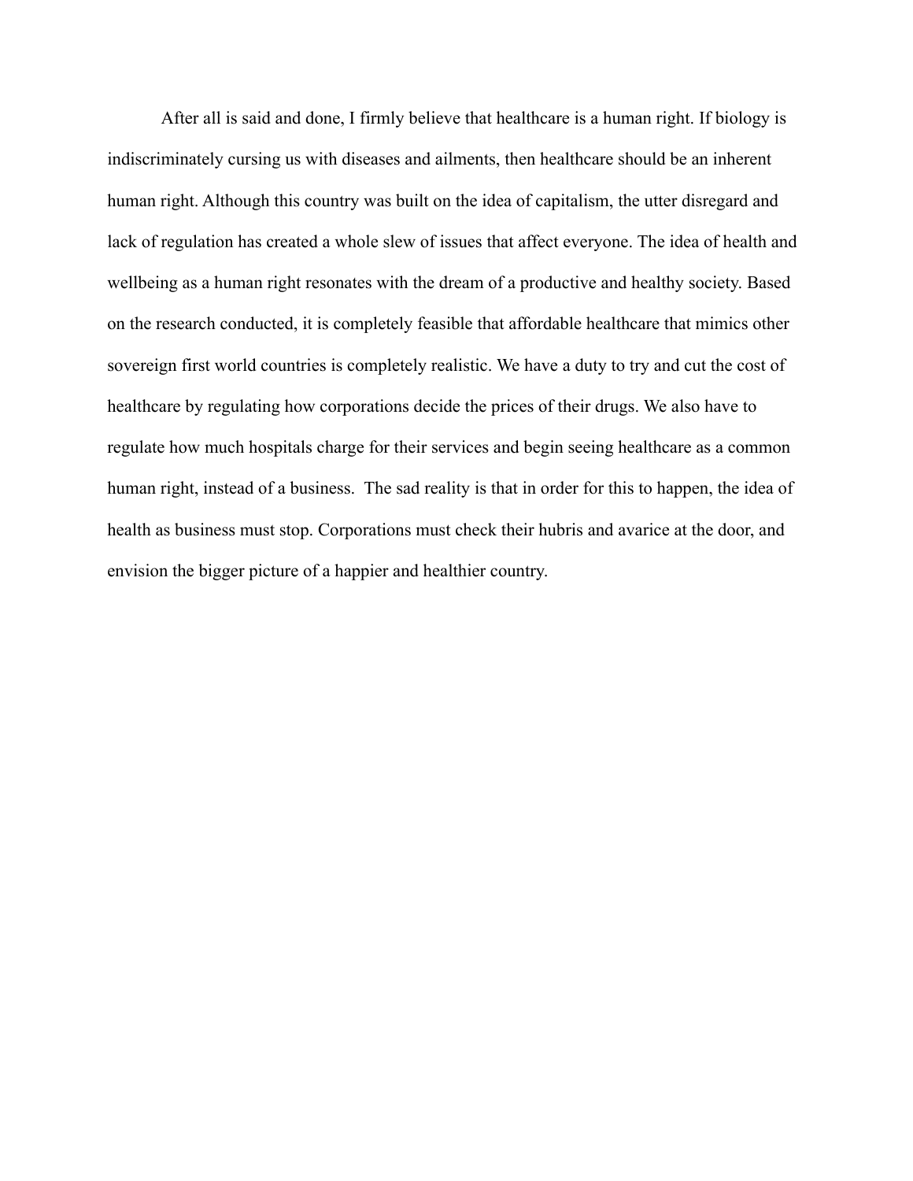After all is said and done, I firmly believe that healthcare is a human right. If biology is indiscriminately cursing us with diseases and ailments, then healthcare should be an inherent human right. Although this country was built on the idea of capitalism, the utter disregard and lack of regulation has created a whole slew of issues that affect everyone. The idea of health and wellbeing as a human right resonates with the dream of a productive and healthy society. Based on the research conducted, it is completely feasible that affordable healthcare that mimics other sovereign first world countries is completely realistic. We have a duty to try and cut the cost of healthcare by regulating how corporations decide the prices of their drugs. We also have to regulate how much hospitals charge for their services and begin seeing healthcare as a common human right, instead of a business. The sad reality is that in order for this to happen, the idea of health as business must stop. Corporations must check their hubris and avarice at the door, and envision the bigger picture of a happier and healthier country.